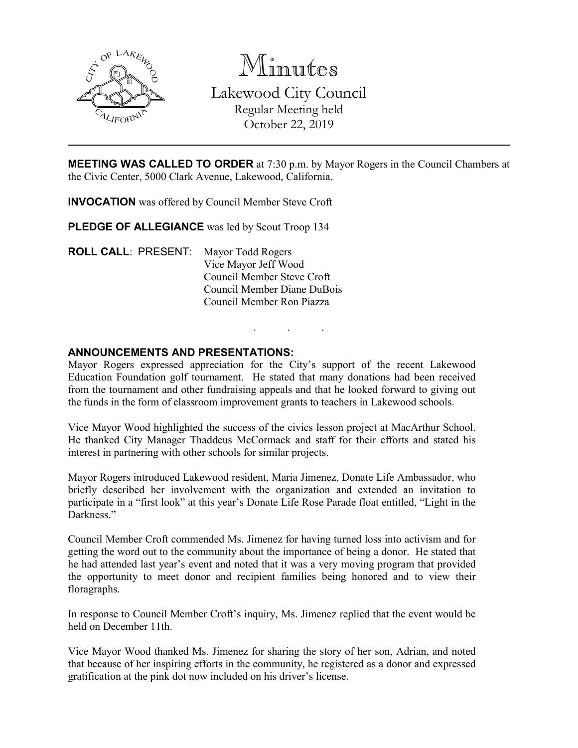# Minutes

## Lakewood City Council

Regular Meeting held
October 22, 2019

---

**MEETING WAS CALLED TO ORDER** at 7:30 p.m. by Mayor Rogers in the Council Chambers at the Civic Center, 5000 Clark Avenue, Lakewood, California.

**INVOCATION** was offered by Council Member Steve Croft

**PLEDGE OF ALLEGIANCE** was led by Scout Troop 134

**ROLL CALL**: PRESENT: Mayor Todd Rogers
Vice Mayor Jeff Wood
Council Member Steve Croft
Council Member Diane DuBois
Council Member Ron Piazza

. . .

**ANNOUNCEMENTS AND PRESENTATIONS:**

Mayor Rogers expressed appreciation for the City's support of the recent Lakewood Education Foundation golf tournament. He stated that many donations had been received from the tournament and other fundraising appeals and that he looked forward to giving out the funds in the form of classroom improvement grants to teachers in Lakewood schools.

Vice Mayor Wood highlighted the success of the civics lesson project at MacArthur School. He thanked City Manager Thaddeus McCormack and staff for their efforts and stated his interest in partnering with other schools for similar projects.

Mayor Rogers introduced Lakewood resident, Maria Jimenez, Donate Life Ambassador, who briefly described her involvement with the organization and extended an invitation to participate in a "first look" at this year's Donate Life Rose Parade float entitled, "Light in the Darkness."

Council Member Croft commended Ms. Jimenez for having turned loss into activism and for getting the word out to the community about the importance of being a donor. He stated that he had attended last year's event and noted that it was a very moving program that provided the opportunity to meet donor and recipient families being honored and to view their floragraphs.

In response to Council Member Croft's inquiry, Ms. Jimenez replied that the event would be held on December 11th.

Vice Mayor Wood thanked Ms. Jimenez for sharing the story of her son, Adrian, and noted that because of her inspiring efforts in the community, he registered as a donor and expressed gratification at the pink dot now included on his driver's license.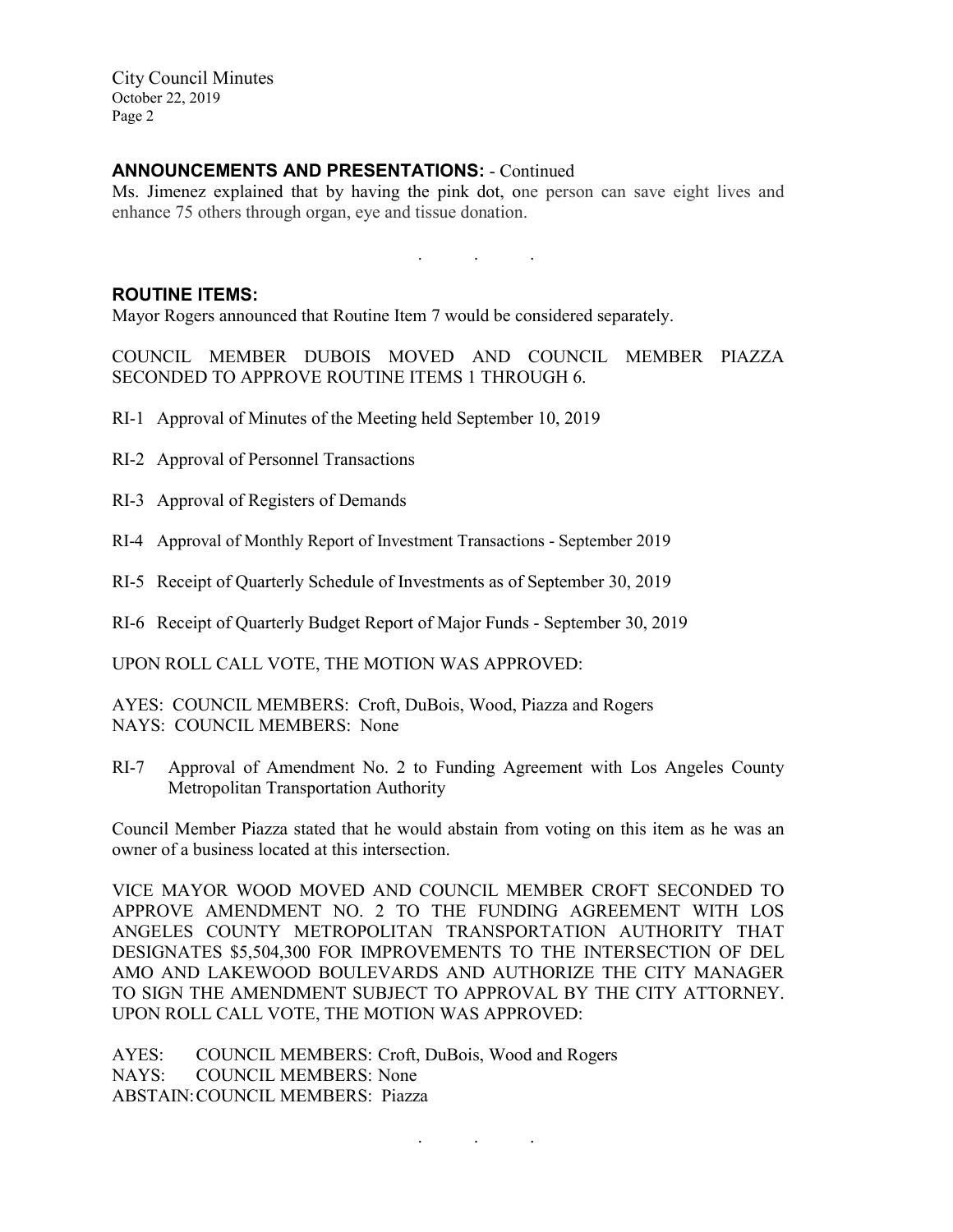## ANNOUNCEMENTS AND PRESENTATIONS: - Continued

Ms. Jimenez explained that by having the pink dot, one person can save eight lives and enhance 75 others through organ, eye and tissue donation.

. . .

## ROUTINE ITEMS:

Mayor Rogers announced that Routine Item 7 would be considered separately.

COUNCIL MEMBER DUBOIS MOVED AND COUNCIL MEMBER PIAZZA SECONDED TO APPROVE ROUTINE ITEMS 1 THROUGH 6.

RI-1 Approval of Minutes of the Meeting held September 10, 2019

RI-2 Approval of Personnel Transactions

RI-3 Approval of Registers of Demands

RI-4 Approval of Monthly Report of Investment Transactions - September 2019

RI-5 Receipt of Quarterly Schedule of Investments as of September 30, 2019

RI-6 Receipt of Quarterly Budget Report of Major Funds - September 30, 2019

UPON ROLL CALL VOTE, THE MOTION WAS APPROVED:

AYES: COUNCIL MEMBERS: Croft, DuBois, Wood, Piazza and Rogers
NAYS: COUNCIL MEMBERS: None

RI-7 Approval of Amendment No. 2 to Funding Agreement with Los Angeles County Metropolitan Transportation Authority

Council Member Piazza stated that he would abstain from voting on this item as he was an owner of a business located at this intersection.

VICE MAYOR WOOD MOVED AND COUNCIL MEMBER CROFT SECONDED TO APPROVE AMENDMENT NO. 2 TO THE FUNDING AGREEMENT WITH LOS ANGELES COUNTY METROPOLITAN TRANSPORTATION AUTHORITY THAT DESIGNATES $5,504,300 FOR IMPROVEMENTS TO THE INTERSECTION OF DEL AMO AND LAKEWOOD BOULEVARDS AND AUTHORIZE THE CITY MANAGER TO SIGN THE AMENDMENT SUBJECT TO APPROVAL BY THE CITY ATTORNEY. UPON ROLL CALL VOTE, THE MOTION WAS APPROVED:

AYES: COUNCIL MEMBERS: Croft, DuBois, Wood and Rogers
NAYS: COUNCIL MEMBERS: None
ABSTAIN: COUNCIL MEMBERS: Piazza

. . .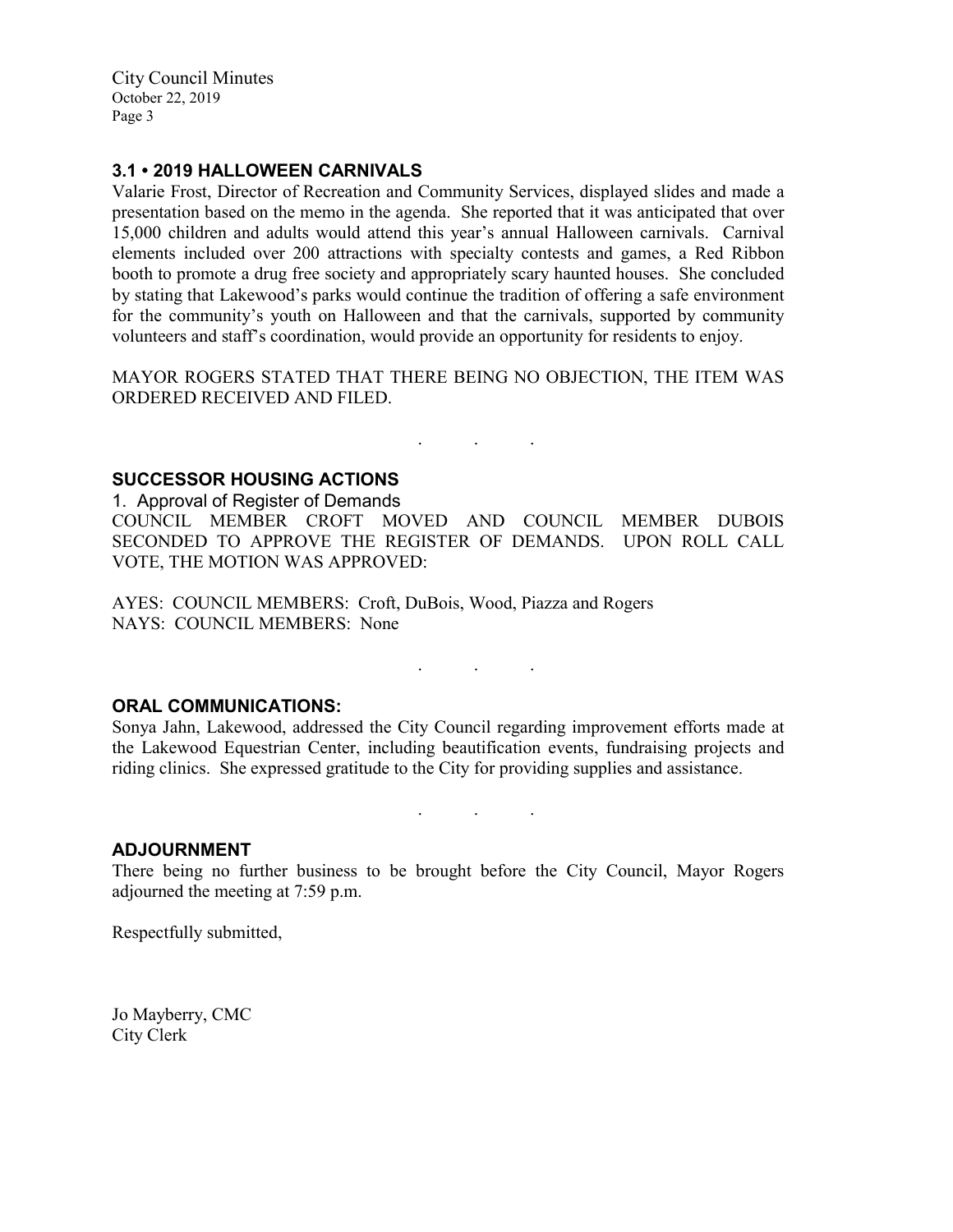### 3.1 • 2019 HALLOWEEN CARNIVALS

Valarie Frost, Director of Recreation and Community Services, displayed slides and made a presentation based on the memo in the agenda. She reported that it was anticipated that over 15,000 children and adults would attend this year's annual Halloween carnivals. Carnival elements included over 200 attractions with specialty contests and games, a Red Ribbon booth to promote a drug free society and appropriately scary haunted houses. She concluded by stating that Lakewood's parks would continue the tradition of offering a safe environment for the community's youth on Halloween and that the carnivals, supported by community volunteers and staff's coordination, would provide an opportunity for residents to enjoy.

MAYOR ROGERS STATED THAT THERE BEING NO OBJECTION, THE ITEM WAS ORDERED RECEIVED AND FILED.

. . .

### SUCCESSOR HOUSING ACTIONS

1. Approval of Register of Demands

COUNCIL MEMBER CROFT MOVED AND COUNCIL MEMBER DUBOIS SECONDED TO APPROVE THE REGISTER OF DEMANDS. UPON ROLL CALL VOTE, THE MOTION WAS APPROVED:

AYES: COUNCIL MEMBERS: Croft, DuBois, Wood, Piazza and Rogers
NAYS: COUNCIL MEMBERS: None

. . .

### ORAL COMMUNICATIONS:

Sonya Jahn, Lakewood, addressed the City Council regarding improvement efforts made at the Lakewood Equestrian Center, including beautification events, fundraising projects and riding clinics. She expressed gratitude to the City for providing supplies and assistance.

. . .

### ADJOURNMENT

There being no further business to be brought before the City Council, Mayor Rogers adjourned the meeting at 7:59 p.m.

Respectfully submitted,

Jo Mayberry, CMC
City Clerk